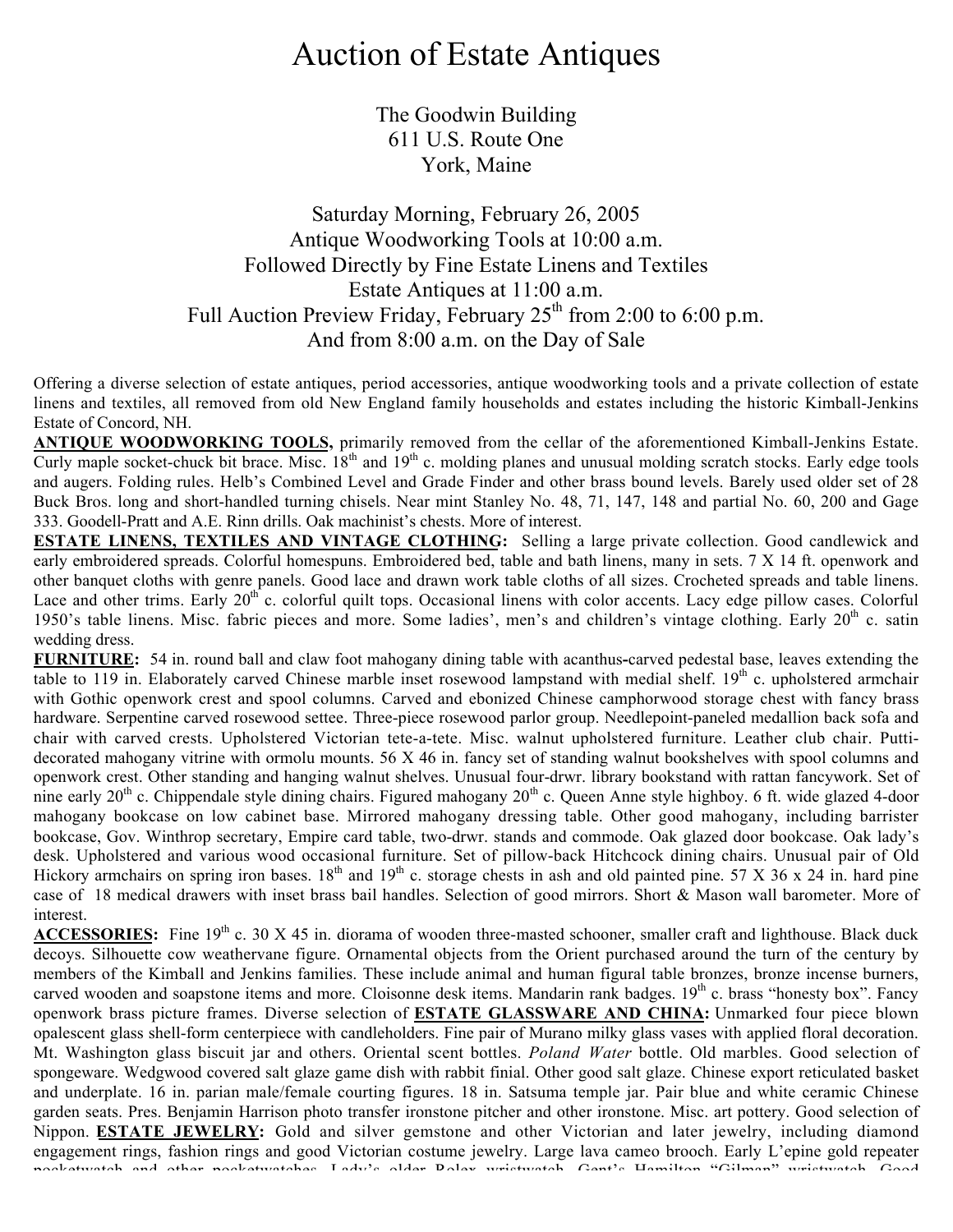# Auction of Estate Antiques

The Goodwin Building
611 U.S. Route One
York, Maine

Saturday Morning, February 26, 2005
Antique Woodworking Tools at 10:00 a.m.
Followed Directly by Fine Estate Linens and Textiles
Estate Antiques at 11:00 a.m.
Full Auction Preview Friday, February 25th from 2:00 to 6:00 p.m.
And from 8:00 a.m. on the Day of Sale

Offering a diverse selection of estate antiques, period accessories, antique woodworking tools and a private collection of estate linens and textiles, all removed from old New England family households and estates including the historic Kimball-Jenkins Estate of Concord, NH.

**ANTIQUE WOODWORKING TOOLS,** primarily removed from the cellar of the aforementioned Kimball-Jenkins Estate. Curly maple socket-chuck bit brace. Misc. 18th and 19th c. molding planes and unusual molding scratch stocks. Early edge tools and augers. Folding rules. Helb's Combined Level and Grade Finder and other brass bound levels. Barely used older set of 28 Buck Bros. long and short-handled turning chisels. Near mint Stanley No. 48, 71, 147, 148 and partial No. 60, 200 and Gage 333. Goodell-Pratt and A.E. Rinn drills. Oak machinist's chests. More of interest.

**ESTATE LINENS, TEXTILES AND VINTAGE CLOTHING:** Selling a large private collection. Good candlewick and early embroidered spreads. Colorful homespuns. Embroidered bed, table and bath linens, many in sets. 7 X 14 ft. openwork and other banquet cloths with genre panels. Good lace and drawn work table cloths of all sizes. Crocheted spreads and table linens. Lace and other trims. Early 20th c. colorful quilt tops. Occasional linens with color accents. Lacy edge pillow cases. Colorful 1950's table linens. Misc. fabric pieces and more. Some ladies', men's and children's vintage clothing. Early 20th c. satin wedding dress.

**FURNITURE:** 54 in. round ball and claw foot mahogany dining table with acanthus-carved pedestal base, leaves extending the table to 119 in. Elaborately carved Chinese marble inset rosewood lampstand with medial shelf. 19th c. upholstered armchair with Gothic openwork crest and spool columns. Carved and ebonized Chinese camphorwood storage chest with fancy brass hardware. Serpentine carved rosewood settee. Three-piece rosewood parlor group. Needlepoint-paneled medallion back sofa and chair with carved crests. Upholstered Victorian tete-a-tete. Misc. walnut upholstered furniture. Leather club chair. Putti-decorated mahogany vitrine with ormolu mounts. 56 X 46 in. fancy set of standing walnut bookshelves with spool columns and openwork crest. Other standing and hanging walnut shelves. Unusual four-drwr. library bookstand with rattan fancywork. Set of nine early 20th c. Chippendale style dining chairs. Figured mahogany 20th c. Queen Anne style highboy. 6 ft. wide glazed 4-door mahogany bookcase on low cabinet base. Mirrored mahogany dressing table. Other good mahogany, including barrister bookcase, Gov. Winthrop secretary, Empire card table, two-drwr. stands and commode. Oak glazed door bookcase. Oak lady's desk. Upholstered and various wood occasional furniture. Set of pillow-back Hitchcock dining chairs. Unusual pair of Old Hickory armchairs on spring iron bases. 18th and 19th c. storage chests in ash and old painted pine. 57 X 36 x 24 in. hard pine case of 18 medical drawers with inset brass bail handles. Selection of good mirrors. Short & Mason wall barometer. More of interest.

**ACCESSORIES:** Fine 19th c. 30 X 45 in. diorama of wooden three-masted schooner, smaller craft and lighthouse. Black duck decoys. Silhouette cow weathervane figure. Ornamental objects from the Orient purchased around the turn of the century by members of the Kimball and Jenkins families. These include animal and human figural table bronzes, bronze incense burners, carved wooden and soapstone items and more. Cloisonne desk items. Mandarin rank badges. 19th c. brass "honesty box". Fancy openwork brass picture frames. Diverse selection of **ESTATE GLASSWARE AND CHINA:** Unmarked four piece blown opalescent glass shell-form centerpiece with candleholders. Fine pair of Murano milky glass vases with applied floral decoration. Mt. Washington glass biscuit jar and others. Oriental scent bottles. *Poland Water* bottle. Old marbles. Good selection of spongeware. Wedgwood covered salt glaze game dish with rabbit finial. Other good salt glaze. Chinese export reticulated basket and underplate. 16 in. parian male/female courting figures. 18 in. Satsuma temple jar. Pair blue and white ceramic Chinese garden seats. Pres. Benjamin Harrison photo transfer ironstone pitcher and other ironstone. Misc. art pottery. Good selection of Nippon. **ESTATE JEWELRY:** Gold and silver gemstone and other Victorian and later jewelry, including diamond engagement rings, fashion rings and good Victorian costume jewelry. Large lava cameo brooch. Early L'epine gold repeater pocketwatch and other pocketwatches. Lady's older Rolex wristwatch. Gent's Hamilton "Gilman" wristwatch. Good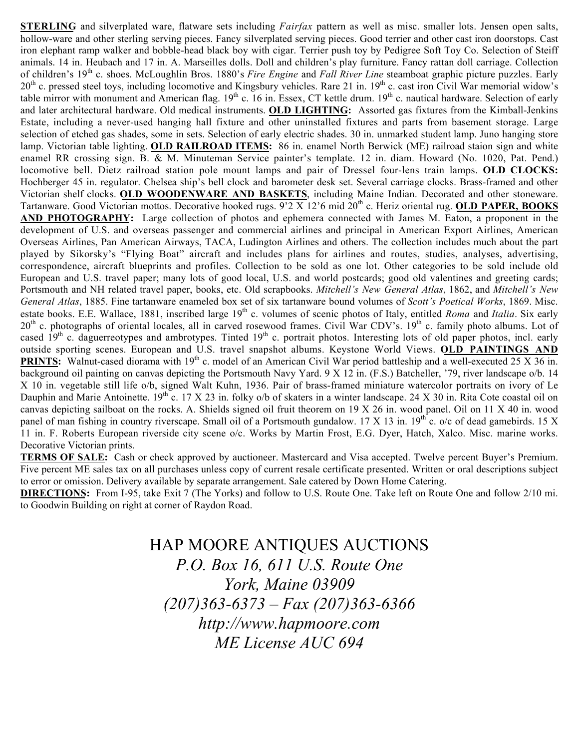**STERLING** and silverplated ware, flatware sets including *Fairfax* pattern as well as misc. smaller lots. Jensen open salts, hollow-ware and other sterling serving pieces. Fancy silverplated serving pieces. Good terrier and other cast iron doorstops. Cast iron elephant ramp walker and bobble-head black boy with cigar. Terrier push toy by Pedigree Soft Toy Co. Selection of Steiff animals. 14 in. Heubach and 17 in. A. Marseilles dolls. Doll and children's play furniture. Fancy rattan doll carriage. Collection of children's 19th c. shoes. McLoughlin Bros. 1880's *Fire Engine* and *Fall River Line* steamboat graphic picture puzzles. Early 20th c. pressed steel toys, including locomotive and Kingsbury vehicles. Rare 21 in. 19th c. cast iron Civil War memorial widow's table mirror with monument and American flag. 19th c. 16 in. Essex, CT kettle drum. 19th c. nautical hardware. Selection of early and later architectural hardware. Old medical instruments. **OLD LIGHTING:** Assorted gas fixtures from the Kimball-Jenkins Estate, including a never-used hanging hall fixture and other uninstalled fixtures and parts from basement storage. Large selection of etched gas shades, some in sets. Selection of early electric shades. 30 in. unmarked student lamp. Juno hanging store lamp. Victorian table lighting. **OLD RAILROAD ITEMS:** 86 in. enamel North Berwick (ME) railroad staion sign and white enamel RR crossing sign. B. & M. Minuteman Service painter's template. 12 in. diam. Howard (No. 1020, Pat. Pend.) locomotive bell. Dietz railroad station pole mount lamps and pair of Dressel four-lens train lamps. **OLD CLOCKS:** Hochberger 45 in. regulator. Chelsea ship's bell clock and barometer desk set. Several carriage clocks. Brass-framed and other Victorian shelf clocks. **OLD WOODENWARE AND BASKETS**, including Maine Indian. Decorated and other stoneware. Tartanware. Good Victorian mottos. Decorative hooked rugs. 9'2 X 12'6 mid 20th c. Heriz oriental rug. **OLD PAPER, BOOKS AND PHOTOGRAPHY:** Large collection of photos and ephemera connected with James M. Eaton, a proponent in the development of U.S. and overseas passenger and commercial airlines and principal in American Export Airlines, American Overseas Airlines, Pan American Airways, TACA, Ludington Airlines and others. The collection includes much about the part played by Sikorsky's "Flying Boat" aircraft and includes plans for airlines and routes, studies, analyses, advertising, correspondence, aircraft blueprints and profiles. Collection to be sold as one lot. Other categories to be sold include old European and U.S. travel paper; many lots of good local, U.S. and world postcards; good old valentines and greeting cards; Portsmouth and NH related travel paper, books, etc. Old scrapbooks. *Mitchell's New General Atlas*, 1862, and *Mitchell's New General Atlas*, 1885. Fine tartanware enameled box set of six tartanware bound volumes of *Scott's Poetical Works*, 1869. Misc. estate books. E.E. Wallace, 1881, inscribed large 19th c. volumes of scenic photos of Italy, entitled *Roma* and *Italia*. Six early 20th c. photographs of oriental locales, all in carved rosewood frames. Civil War CDV's. 19th c. family photo albums. Lot of cased 19th c. daguerreotypes and ambrotypes. Tinted 19th c. portrait photos. Interesting lots of old paper photos, incl. early outside sporting scenes. European and U.S. travel snapshot albums. Keystone World Views. **OLD PAINTINGS AND PRINTS:** Walnut-cased diorama with 19th c. model of an American Civil War period battleship and a well-executed 25 X 36 in. background oil painting on canvas depicting the Portsmouth Navy Yard. 9 X 12 in. (F.S.) Batcheller, '79, river landscape o/b. 14 X 10 in. vegetable still life o/b, signed Walt Kuhn, 1936. Pair of brass-framed miniature watercolor portraits on ivory of Le Dauphin and Marie Antoinette. 19th c. 17 X 23 in. folky o/b of skaters in a winter landscape. 24 X 30 in. Rita Cote coastal oil on canvas depicting sailboat on the rocks. A. Shields signed oil fruit theorem on 19 X 26 in. wood panel. Oil on 11 X 40 in. wood panel of man fishing in country riverscape. Small oil of a Portsmouth gundalow. 17 X 13 in. 19th c. o/c of dead gamebirds. 15 X 11 in. F. Roberts European riverside city scene o/c. Works by Martin Frost, E.G. Dyer, Hatch, Xalco. Misc. marine works. Decorative Victorian prints.

**TERMS OF SALE:** Cash or check approved by auctioneer. Mastercard and Visa accepted. Twelve percent Buyer's Premium. Five percent ME sales tax on all purchases unless copy of current resale certificate presented. Written or oral descriptions subject to error or omission. Delivery available by separate arrangement. Sale catered by Down Home Catering.

**DIRECTIONS:** From I-95, take Exit 7 (The Yorks) and follow to U.S. Route One. Take left on Route One and follow 2/10 mi. to Goodwin Building on right at corner of Raydon Road.

HAP MOORE ANTIQUES AUCTIONS

*P.O. Box 16, 611 U.S. Route One*

*York, Maine 03909*

*(207)363-6373 – Fax (207)363-6366*

*http://www.hapmoore.com*

*ME License AUC 694*